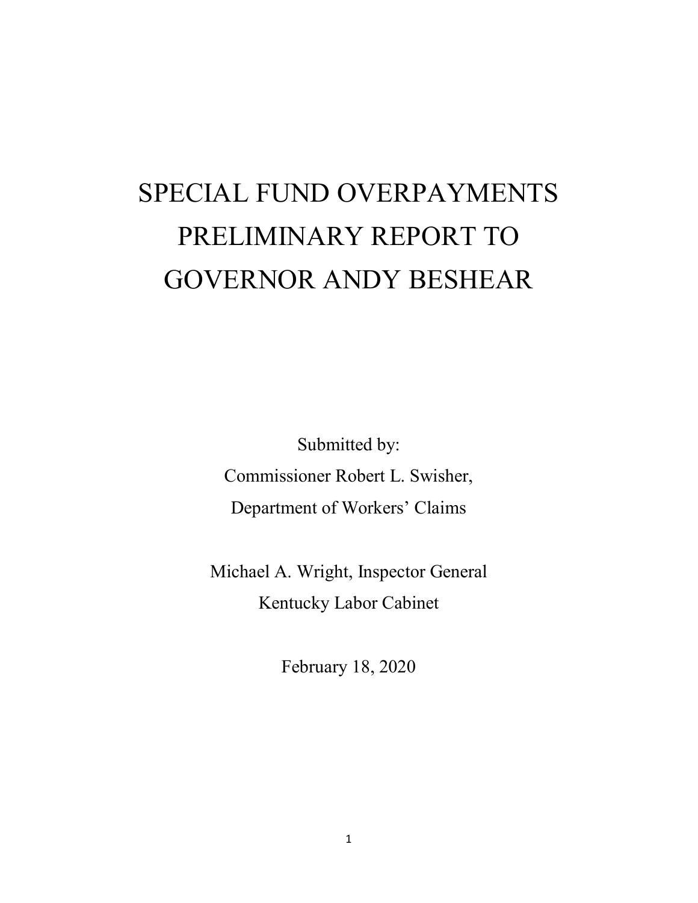# SPECIAL FUND OVERPAYMENTS PRELIMINARY REPORT TO GOVERNOR ANDY BESHEAR

Submitted by:

Commissioner Robert L. Swisher,

Department of Workers' Claims

Michael A. Wright, Inspector General

Kentucky Labor Cabinet

February 18, 2020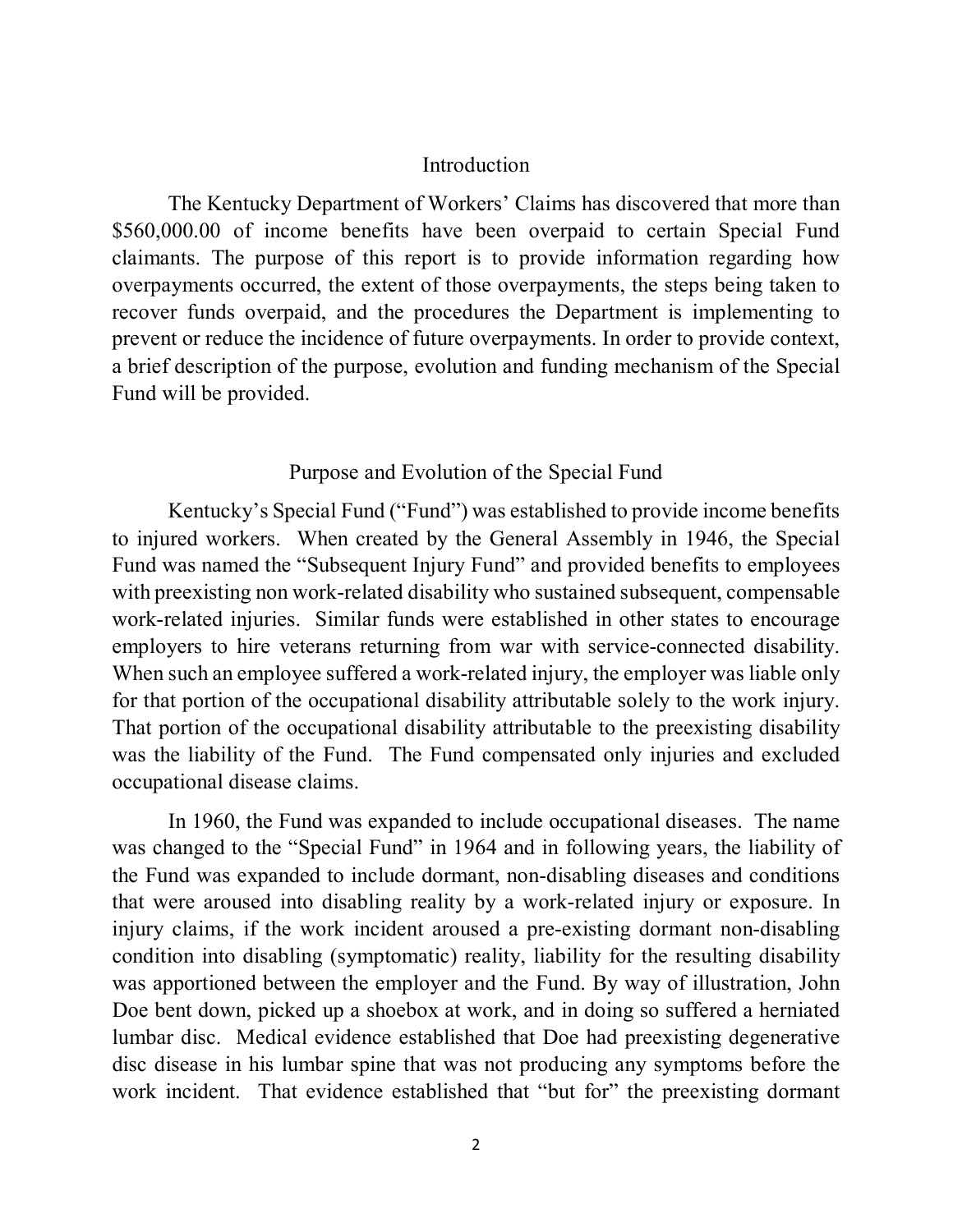## Introduction

The Kentucky Department of Workers' Claims has discovered that more than \$560,000.00 of income benefits have been overpaid to certain Special Fund claimants. The purpose of this report is to provide information regarding how overpayments occurred, the extent of those overpayments, the steps being taken to recover funds overpaid, and the procedures the Department is implementing to prevent or reduce the incidence of future overpayments. In order to provide context, a brief description of the purpose, evolution and funding mechanism of the Special Fund will be provided.

## Purpose and Evolution of the Special Fund

Kentucky's Special Fund ("Fund") was established to provide income benefits to injured workers. When created by the General Assembly in 1946, the Special Fund was named the "Subsequent Injury Fund" and provided benefits to employees with preexisting non work-related disability who sustained subsequent, compensable work-related injuries. Similar funds were established in other states to encourage employers to hire veterans returning from war with service-connected disability. When such an employee suffered a work-related injury, the employer was liable only for that portion of the occupational disability attributable solely to the work injury. That portion of the occupational disability attributable to the preexisting disability was the liability of the Fund. The Fund compensated only injuries and excluded occupational disease claims.

In 1960, the Fund was expanded to include occupational diseases. The name was changed to the "Special Fund" in 1964 and in following years, the liability of the Fund was expanded to include dormant, non-disabling diseases and conditions that were aroused into disabling reality by a work-related injury or exposure. In injury claims, if the work incident aroused a pre-existing dormant non-disabling condition into disabling (symptomatic) reality, liability for the resulting disability was apportioned between the employer and the Fund. By way of illustration, John Doe bent down, picked up a shoebox at work, and in doing so suffered a herniated lumbar disc. Medical evidence established that Doe had preexisting degenerative disc disease in his lumbar spine that was not producing any symptoms before the work incident. That evidence established that "but for" the preexisting dormant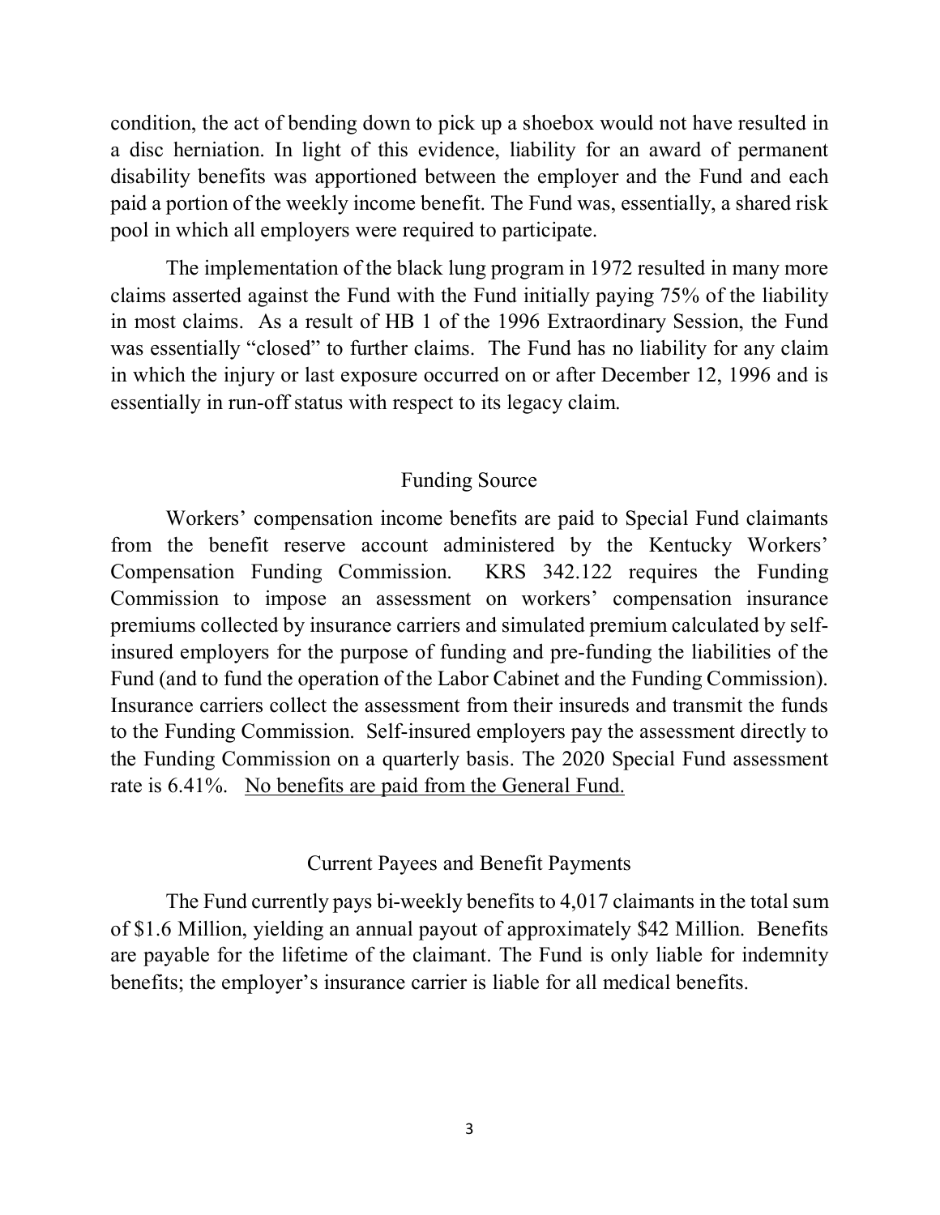condition, the act of bending down to pick up a shoebox would not have resulted in a disc herniation. In light of this evidence, liability for an award of permanent disability benefits was apportioned between the employer and the Fund and each paid a portion of the weekly income benefit. The Fund was, essentially, a shared risk pool in which all employers were required to participate.

The implementation of the black lung program in 1972 resulted in many more claims asserted against the Fund with the Fund initially paying 75% of the liability in most claims. As a result of HB 1 of the 1996 Extraordinary Session, the Fund was essentially "closed" to further claims. The Fund has no liability for any claim in which the injury or last exposure occurred on or after December 12, 1996 and is essentially in run-off status with respect to its legacy claim.

## Funding Source

Workers' compensation income benefits are paid to Special Fund claimants from the benefit reserve account administered by the Kentucky Workers' Compensation Funding Commission. KRS 342.122 requires the Funding Commission to impose an assessment on workers' compensation insurance premiums collected by insurance carriers and simulated premium calculated by self-insured employers for the purpose of funding and pre-funding the liabilities of the Fund (and to fund the operation of the Labor Cabinet and the Funding Commission). Insurance carriers collect the assessment from their insureds and transmit the funds to the Funding Commission. Self-insured employers pay the assessment directly to the Funding Commission on a quarterly basis. The 2020 Special Fund assessment rate is 6.41%. <u>No benefits are paid from the General Fund.</u>

## Current Payees and Benefit Payments

The Fund currently pays bi-weekly benefits to 4,017 claimants in the total sum of $1.6 Million, yielding an annual payout of approximately $42 Million. Benefits are payable for the lifetime of the claimant. The Fund is only liable for indemnity benefits; the employer's insurance carrier is liable for all medical benefits.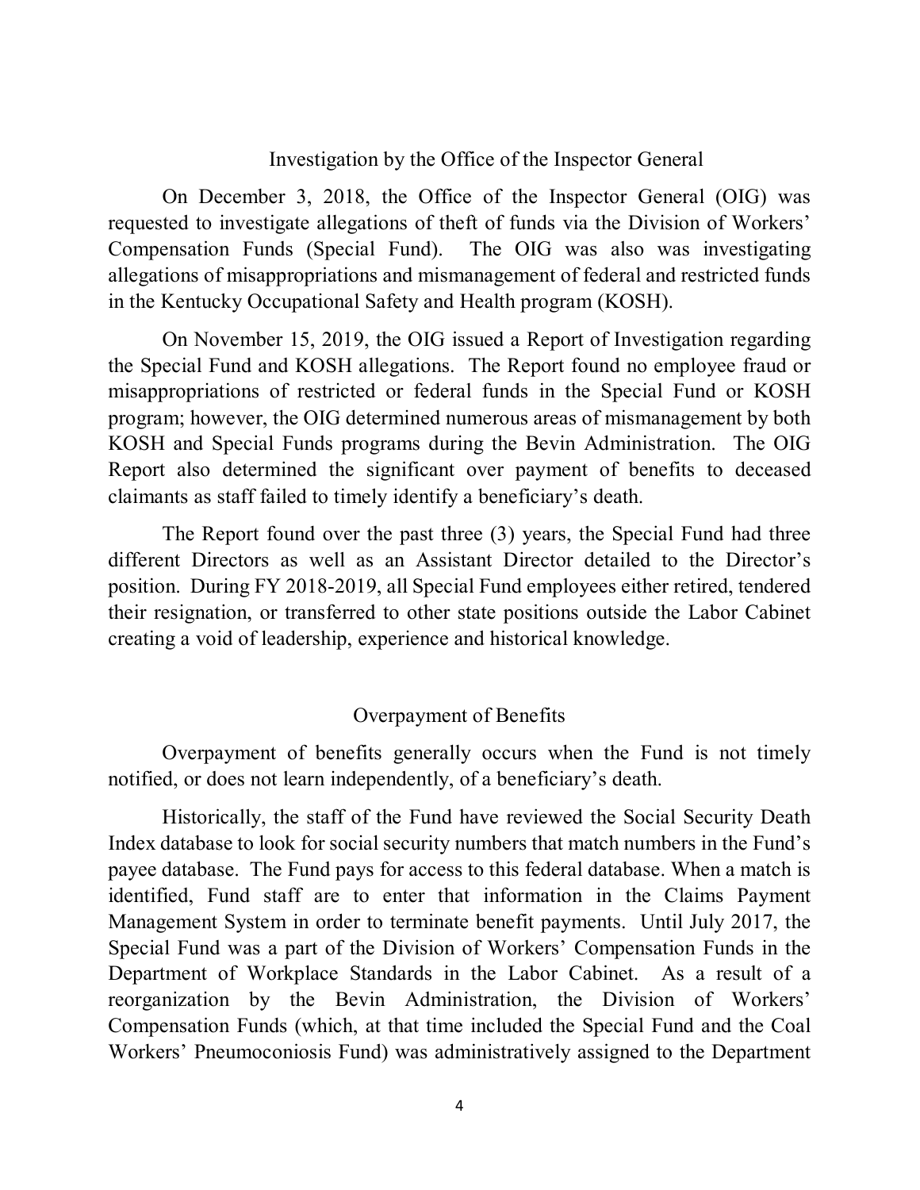## Investigation by the Office of the Inspector General

On December 3, 2018, the Office of the Inspector General (OIG) was requested to investigate allegations of theft of funds via the Division of Workers' Compensation Funds (Special Fund). The OIG was also was investigating allegations of misappropriations and mismanagement of federal and restricted funds in the Kentucky Occupational Safety and Health program (KOSH).

On November 15, 2019, the OIG issued a Report of Investigation regarding the Special Fund and KOSH allegations. The Report found no employee fraud or misappropriations of restricted or federal funds in the Special Fund or KOSH program; however, the OIG determined numerous areas of mismanagement by both KOSH and Special Funds programs during the Bevin Administration. The OIG Report also determined the significant over payment of benefits to deceased claimants as staff failed to timely identify a beneficiary's death.

The Report found over the past three (3) years, the Special Fund had three different Directors as well as an Assistant Director detailed to the Director's position. During FY 2018-2019, all Special Fund employees either retired, tendered their resignation, or transferred to other state positions outside the Labor Cabinet creating a void of leadership, experience and historical knowledge.

## Overpayment of Benefits

Overpayment of benefits generally occurs when the Fund is not timely notified, or does not learn independently, of a beneficiary's death.

Historically, the staff of the Fund have reviewed the Social Security Death Index database to look for social security numbers that match numbers in the Fund's payee database. The Fund pays for access to this federal database. When a match is identified, Fund staff are to enter that information in the Claims Payment Management System in order to terminate benefit payments. Until July 2017, the Special Fund was a part of the Division of Workers' Compensation Funds in the Department of Workplace Standards in the Labor Cabinet. As a result of a reorganization by the Bevin Administration, the Division of Workers' Compensation Funds (which, at that time included the Special Fund and the Coal Workers' Pneumoconiosis Fund) was administratively assigned to the Department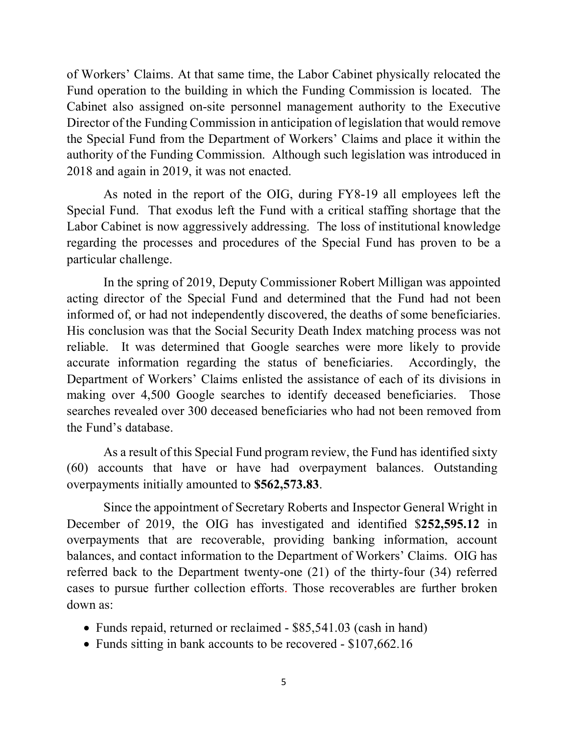of Workers' Claims. At that same time, the Labor Cabinet physically relocated the Fund operation to the building in which the Funding Commission is located. The Cabinet also assigned on-site personnel management authority to the Executive Director of the Funding Commission in anticipation of legislation that would remove the Special Fund from the Department of Workers' Claims and place it within the authority of the Funding Commission. Although such legislation was introduced in 2018 and again in 2019, it was not enacted.

As noted in the report of the OIG, during FY8-19 all employees left the Special Fund. That exodus left the Fund with a critical staffing shortage that the Labor Cabinet is now aggressively addressing. The loss of institutional knowledge regarding the processes and procedures of the Special Fund has proven to be a particular challenge.

In the spring of 2019, Deputy Commissioner Robert Milligan was appointed acting director of the Special Fund and determined that the Fund had not been informed of, or had not independently discovered, the deaths of some beneficiaries. His conclusion was that the Social Security Death Index matching process was not reliable. It was determined that Google searches were more likely to provide accurate information regarding the status of beneficiaries. Accordingly, the Department of Workers' Claims enlisted the assistance of each of its divisions in making over 4,500 Google searches to identify deceased beneficiaries. Those searches revealed over 300 deceased beneficiaries who had not been removed from the Fund's database.

As a result of this Special Fund program review, the Fund has identified sixty (60) accounts that have or have had overpayment balances. Outstanding overpayments initially amounted to **$562,573.83**.

Since the appointment of Secretary Roberts and Inspector General Wright in December of 2019, the OIG has investigated and identified $**252,595.12** in overpayments that are recoverable, providing banking information, account balances, and contact information to the Department of Workers' Claims. OIG has referred back to the Department twenty-one (21) of the thirty-four (34) referred cases to pursue further collection efforts. Those recoverables are further broken down as:

- Funds repaid, returned or reclaimed - $85,541.03 (cash in hand)
- Funds sitting in bank accounts to be recovered - $107,662.16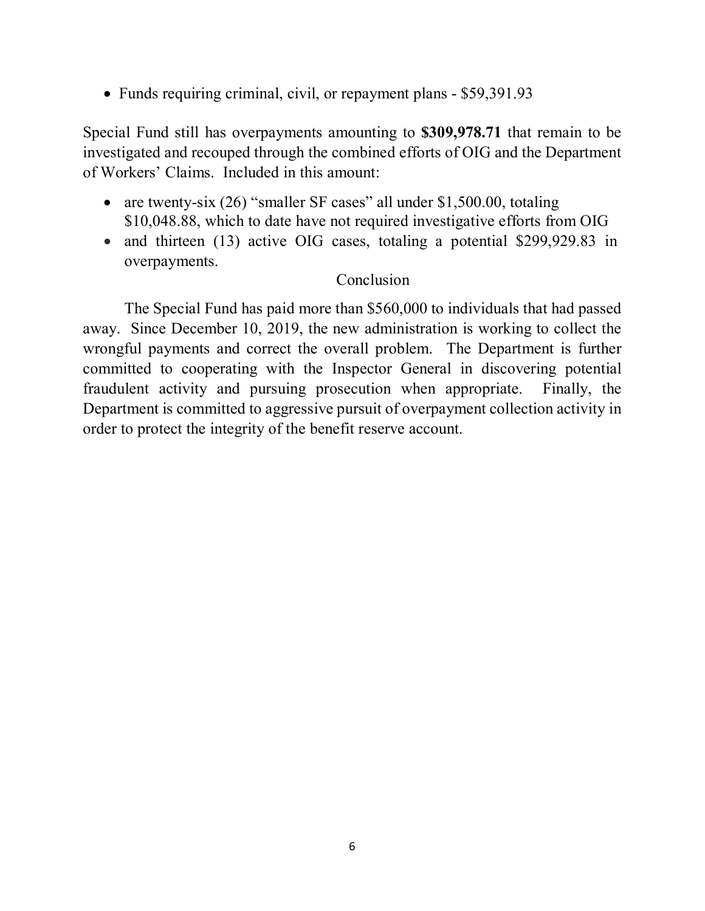- Funds requiring criminal, civil, or repayment plans - $59,391.93

Special Fund still has overpayments amounting to **$309,978.71** that remain to be investigated and recouped through the combined efforts of OIG and the Department of Workers' Claims. Included in this amount:

- are twenty-six (26) "smaller SF cases" all under $1,500.00, totaling $10,048.88, which to date have not required investigative efforts from OIG
- and thirteen (13) active OIG cases, totaling a potential $299,929.83 in overpayments.

## Conclusion

The Special Fund has paid more than $560,000 to individuals that had passed away. Since December 10, 2019, the new administration is working to collect the wrongful payments and correct the overall problem. The Department is further committed to cooperating with the Inspector General in discovering potential fraudulent activity and pursuing prosecution when appropriate. Finally, the Department is committed to aggressive pursuit of overpayment collection activity in order to protect the integrity of the benefit reserve account.